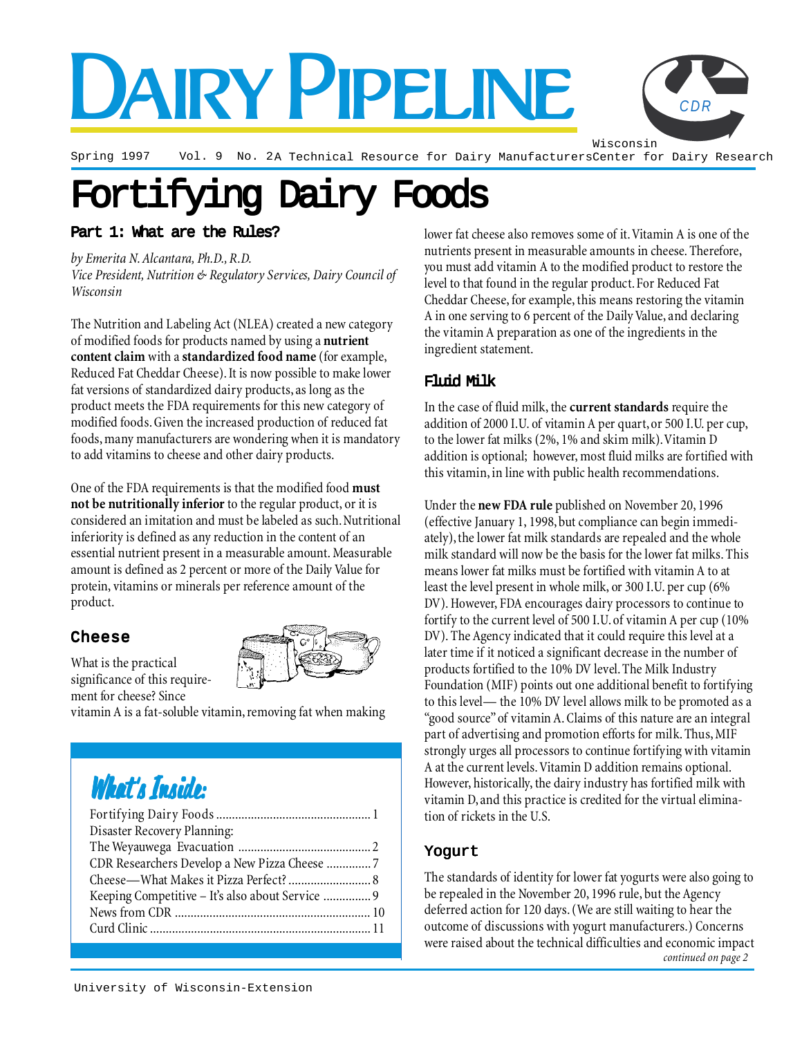# Dairy Pipeline

Spring 1997 Vol. 9 No. 2 A Technical Resource for Dairy Manufacturers

Wisconsin Center for Dairy Research

# Fortifying Dairy Foods

## Part 1: What are the Rules?

*by Emerita N. Alcantara, Ph.D., R.D.*
*Vice President, Nutrition & Regulatory Services, Dairy Council of Wisconsin*

The Nutrition and Labeling Act (NLEA) created a new category of modified foods for products named by using a **nutrient content claim** with a **standardized food name** (for example, Reduced Fat Cheddar Cheese). It is now possible to make lower fat versions of standardized dairy products, as long as the product meets the FDA requirements for this new category of modified foods. Given the increased production of reduced fat foods, many manufacturers are wondering when it is mandatory to add vitamins to cheese and other dairy products.

One of the FDA requirements is that the modified food **must not be nutritionally inferior** to the regular product, or it is considered an imitation and must be labeled as such. Nutritional inferiority is defined as any reduction in the content of an essential nutrient present in a measurable amount. Measurable amount is defined as 2 percent or more of the Daily Value for protein, vitamins or minerals per reference amount of the product.

### Cheese

What is the practical significance of this requirement for cheese? Since vitamin A is a fat-soluble vitamin, removing fat when making lower fat cheese also removes some of it. Vitamin A is one of the nutrients present in measurable amounts in cheese. Therefore, you must add vitamin A to the modified product to restore the level to that found in the regular product. For Reduced Fat Cheddar Cheese, for example, this means restoring the vitamin A in one serving to 6 percent of the Daily Value, and declaring the vitamin A preparation as one of the ingredients in the ingredient statement.

### Fluid Milk

In the case of fluid milk, the **current standards** require the addition of 2000 I.U. of vitamin A per quart, or 500 I.U. per cup, to the lower fat milks (2%, 1% and skim milk). Vitamin D addition is optional; however, most fluid milks are fortified with this vitamin, in line with public health recommendations.

Under the **new FDA rule** published on November 20, 1996 (effective January 1, 1998, but compliance can begin immediately), the lower fat milk standards are repealed and the whole milk standard will now be the basis for the lower fat milks. This means lower fat milks must be fortified with vitamin A to at least the level present in whole milk, or 300 I.U. per cup (6% DV). However, FDA encourages dairy processors to continue to fortify to the current level of 500 I.U. of vitamin A per cup (10% DV). The Agency indicated that it could require this level at a later time if it noticed a significant decrease in the number of products fortified to the 10% DV level. The Milk Industry Foundation (MIF) points out one additional benefit to fortifying to this level— the 10% DV level allows milk to be promoted as a "good source" of vitamin A. Claims of this nature are an integral part of advertising and promotion efforts for milk. Thus, MIF strongly urges all processors to continue fortifying with vitamin A at the current levels. Vitamin D addition remains optional. However, historically, the dairy industry has fortified milk with vitamin D, and this practice is credited for the virtual elimination of rickets in the U.S.

### Yogurt

The standards of identity for lower fat yogurts were also going to be repealed in the November 20, 1996 rule, but the Agency deferred action for 120 days. (We are still waiting to hear the outcome of discussions with yogurt manufacturers.) Concerns were raised about the technical difficulties and economic impact

*continued on page 2*

## What's Inside:

- Fortifying Dairy Foods ........ 1
- Disaster Recovery Planning: The Weyauwega Evacuation ........ 2
- CDR Researchers Develop a New Pizza Cheese ........ 7
- Cheese—What Makes it Pizza Perfect? ........ 8
- Keeping Competitive – It's also about Service ........ 9
- News from CDR ........ 10
- Curd Clinic ........ 11

University of Wisconsin-Extension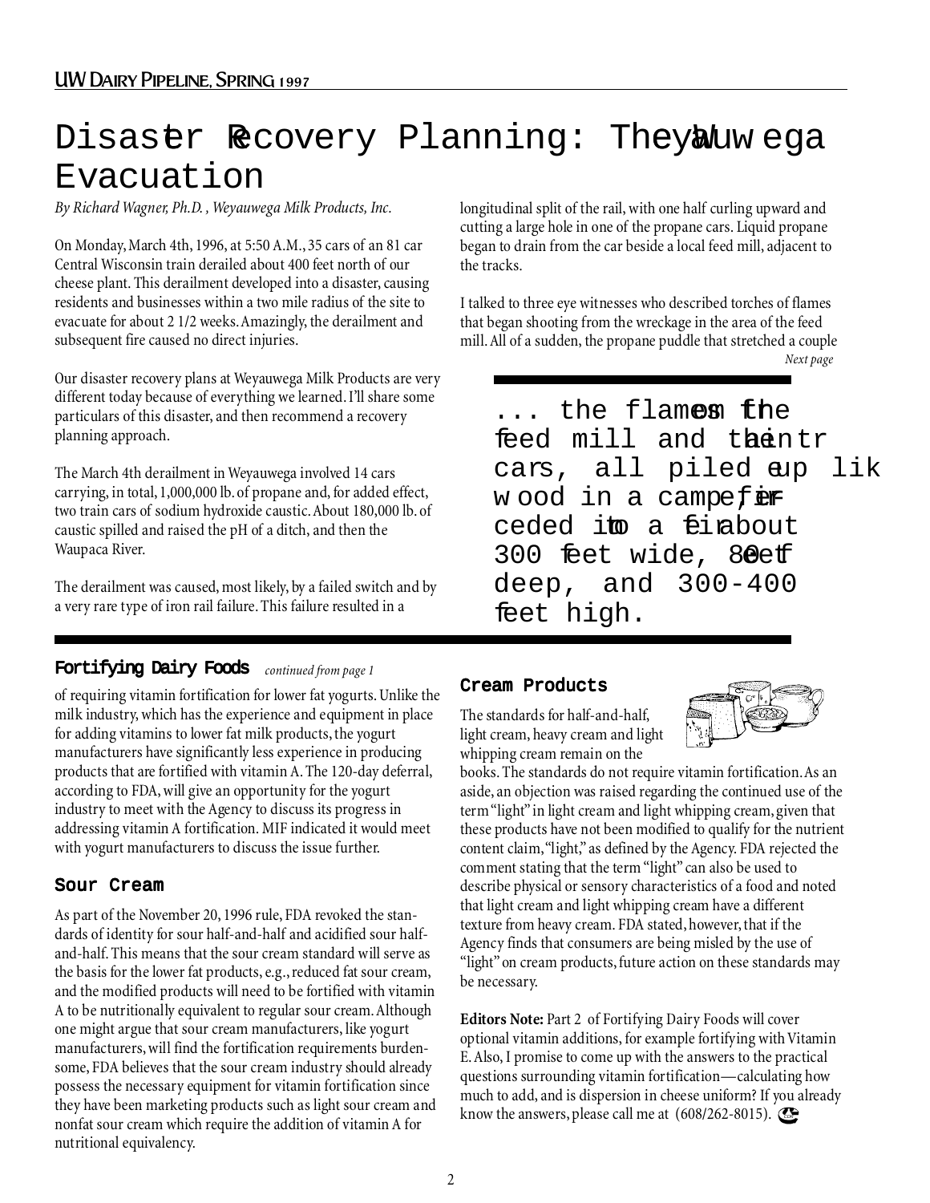# Disaster Recovery Planning: The Weyauwega Evacuation

*By Richard Wagner, Ph.D., Weyauwega Milk Products, Inc.*

On Monday, March 4th, 1996, at 5:50 A.M., 35 cars of an 81 car Central Wisconsin train derailed about 400 feet north of our cheese plant. This derailment developed into a disaster, causing residents and businesses within a two mile radius of the site to evacuate for about 2 1/2 weeks. Amazingly, the derailment and subsequent fire caused no direct injuries.

Our disaster recovery plans at Weyauwega Milk Products are very different today because of everything we learned. I'll share some particulars of this disaster, and then recommend a recovery planning approach.

The March 4th derailment in Weyauwega involved 14 cars carrying, in total, 1,000,000 lb. of propane and, for added effect, two train cars of sodium hydroxide caustic. About 180,000 lb. of caustic spilled and raised the pH of a ditch, and then the Waupaca River.

The derailment was caused, most likely, by a failed switch and by a very rare type of iron rail failure. This failure resulted in a longitudinal split of the rail, with one half curling upward and cutting a large hole in one of the propane cars. Liquid propane began to drain from the car beside a local feed mill, adjacent to the tracks.

I talked to three eye witnesses who described torches of flames that began shooting from the wreckage in the area of the feed mill. All of a sudden, the propane puddle that stretched a couple

*Next page*

> ... the flames from the feed mill and the train cars, all piled up like wood in a campfire, ceded into a fire about 300 feet wide, 80 feet deep, and 300-400 feet high.

## Fortifying Dairy Foods *continued from page 1*

of requiring vitamin fortification for lower fat yogurts. Unlike the milk industry, which has the experience and equipment in place for adding vitamins to lower fat milk products, the yogurt manufacturers have significantly less experience in producing products that are fortified with vitamin A. The 120-day deferral, according to FDA, will give an opportunity for the yogurt industry to meet with the Agency to discuss its progress in addressing vitamin A fortification. MIF indicated it would meet with yogurt manufacturers to discuss the issue further.

### Sour Cream

As part of the November 20, 1996 rule, FDA revoked the standards of identity for sour half-and-half and acidified sour half-and-half. This means that the sour cream standard will serve as the basis for the lower fat products, e.g., reduced fat sour cream, and the modified products will need to be fortified with vitamin A to be nutritionally equivalent to regular sour cream. Although one might argue that sour cream manufacturers, like yogurt manufacturers, will find the fortification requirements burdensome, FDA believes that the sour cream industry should already possess the necessary equipment for vitamin fortification since they have been marketing products such as light sour cream and nonfat sour cream which require the addition of vitamin A for nutritional equivalency.

### Cream Products

The standards for half-and-half, light cream, heavy cream and light whipping cream remain on the books. The standards do not require vitamin fortification. As an aside, an objection was raised regarding the continued use of the term "light" in light cream and light whipping cream, given that these products have not been modified to qualify for the nutrient content claim, "light," as defined by the Agency. FDA rejected the comment stating that the term "light" can also be used to describe physical or sensory characteristics of a food and noted that light cream and light whipping cream have a different texture from heavy cream. FDA stated, however, that if the Agency finds that consumers are being misled by the use of "light" on cream products, future action on these standards may be necessary.

**Editors Note:** Part 2 of Fortifying Dairy Foods will cover optional vitamin additions, for example fortifying with Vitamin E. Also, I promise to come up with the answers to the practical questions surrounding vitamin fortification—calculating how much to add, and is dispersion in cheese uniform? If you already know the answers, please call me at (608/262-8015).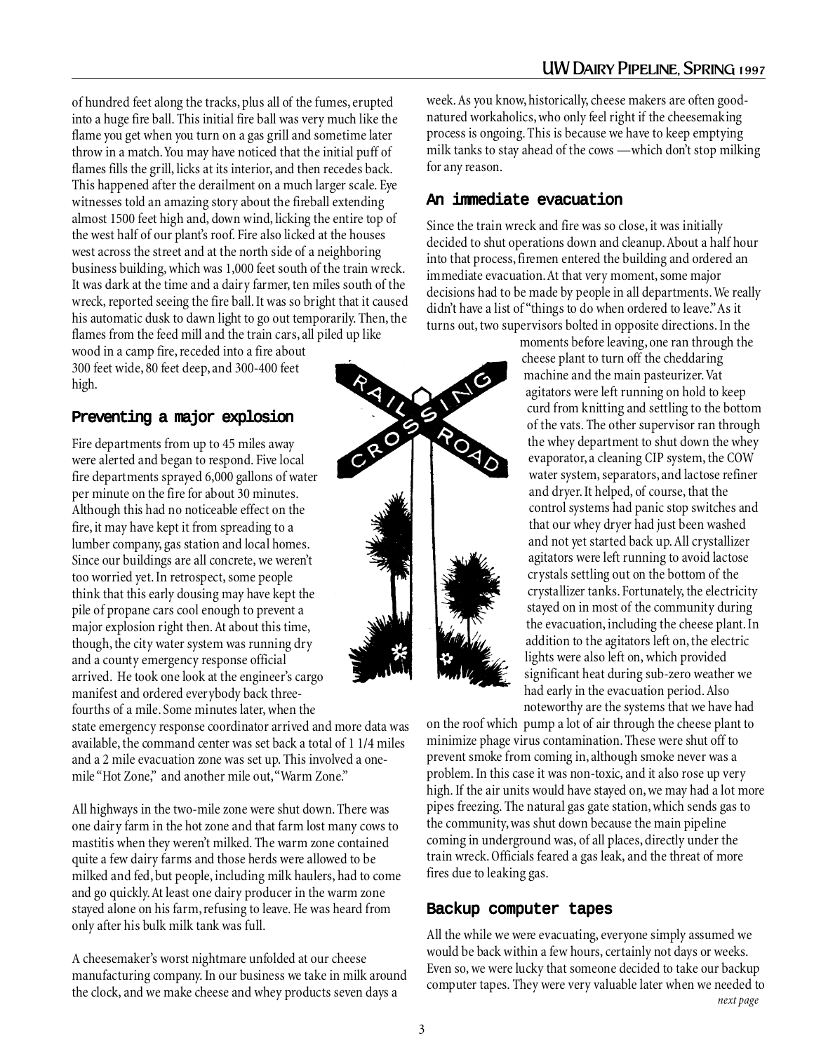of hundred feet along the tracks, plus all of the fumes, erupted into a huge fire ball. This initial fire ball was very much like the flame you get when you turn on a gas grill and sometime later throw in a match. You may have noticed that the initial puff of flames fills the grill, licks at its interior, and then recedes back. This happened after the derailment on a much larger scale. Eye witnesses told an amazing story about the fireball extending almost 1500 feet high and, down wind, licking the entire top of the west half of our plant's roof. Fire also licked at the houses west across the street and at the north side of a neighboring business building, which was 1,000 feet south of the train wreck. It was dark at the time and a dairy farmer, ten miles south of the wreck, reported seeing the fire ball. It was so bright that it caused his automatic dusk to dawn light to go out temporarily. Then, the flames from the feed mill and the train cars, all piled up like wood in a camp fire, receded into a fire about 300 feet wide, 80 feet deep, and 300-400 feet high.

## Preventing a major explosion

Fire departments from up to 45 miles away were alerted and began to respond. Five local fire departments sprayed 6,000 gallons of water per minute on the fire for about 30 minutes. Although this had no noticeable effect on the fire, it may have kept it from spreading to a lumber company, gas station and local homes. Since our buildings are all concrete, we weren't too worried yet. In retrospect, some people think that this early dousing may have kept the pile of propane cars cool enough to prevent a major explosion right then. At about this time, though, the city water system was running dry and a county emergency response official arrived. He took one look at the engineer's cargo manifest and ordered everybody back three-fourths of a mile. Some minutes later, when the state emergency response coordinator arrived and more data was available, the command center was set back a total of 1 1/4 miles and a 2 mile evacuation zone was set up. This involved a one-mile "Hot Zone," and another mile out, "Warm Zone."

All highways in the two-mile zone were shut down. There was one dairy farm in the hot zone and that farm lost many cows to mastitis when they weren't milked. The warm zone contained quite a few dairy farms and those herds were allowed to be milked and fed, but people, including milk haulers, had to come and go quickly. At least one dairy producer in the warm zone stayed alone on his farm, refusing to leave. He was heard from only after his bulk milk tank was full.

A cheesemaker's worst nightmare unfolded at our cheese manufacturing company. In our business we take in milk around the clock, and we make cheese and whey products seven days a week. As you know, historically, cheese makers are often good-natured workaholics, who only feel right if the cheesemaking process is ongoing. This is because we have to keep emptying milk tanks to stay ahead of the cows —which don't stop milking for any reason.

## An immediate evacuation

Since the train wreck and fire was so close, it was initially decided to shut operations down and cleanup. About a half hour into that process, firemen entered the building and ordered an immediate evacuation. At that very moment, some major decisions had to be made by people in all departments. We really didn't have a list of "things to do when ordered to leave." As it turns out, two supervisors bolted in opposite directions. In the moments before leaving, one ran through the cheese plant to turn off the cheddaring machine and the main pasteurizer. Vat agitators were left running on hold to keep curd from knitting and settling to the bottom of the vats. The other supervisor ran through the whey department to shut down the whey evaporator, a cleaning CIP system, the COW water system, separators, and lactose refiner and dryer. It helped, of course, that the control systems had panic stop switches and that our whey dryer had just been washed and not yet started back up. All crystallizer agitators were left running to avoid lactose crystals settling out on the bottom of the crystallizer tanks. Fortunately, the electricity stayed on in most of the community during the evacuation, including the cheese plant. In addition to the agitators left on, the electric lights were also left on, which provided significant heat during sub-zero weather we had early in the evacuation period. Also noteworthy are the systems that we have had on the roof which pump a lot of air through the cheese plant to minimize phage virus contamination. These were shut off to prevent smoke from coming in, although smoke never was a problem. In this case it was non-toxic, and it also rose up very high. If the air units would have stayed on, we may had a lot more pipes freezing. The natural gas gate station, which sends gas to the community, was shut down because the main pipeline coming in underground was, of all places, directly under the train wreck. Officials feared a gas leak, and the threat of more fires due to leaking gas.

## Backup computer tapes

All the while we were evacuating, everyone simply assumed we would be back within a few hours, certainly not days or weeks. Even so, we were lucky that someone decided to take our backup computer tapes. They were very valuable later when we needed to

*next page*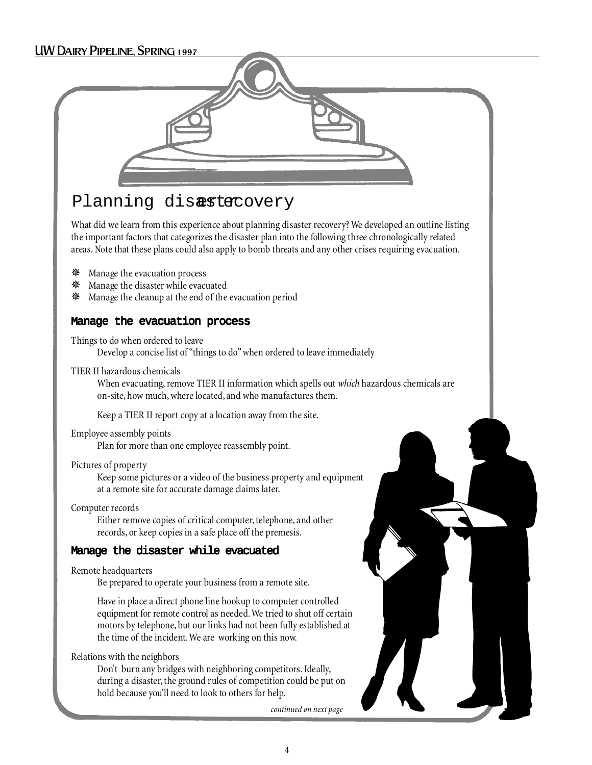# Planning disaster recovery

What did we learn from this experience about planning disaster recovery? We developed an outline listing the important factors that categorizes the disaster plan into the following three chronologically related areas. Note that these plans could also apply to bomb threats and any other crises requiring evacuation.

- Manage the evacuation process
- Manage the disaster while evacuated
- Manage the cleanup at the end of the evacuation period

## Manage the evacuation process

Things to do when ordered to leave

Develop a concise list of "things to do" when ordered to leave immediately

TIER II hazardous chemicals

When evacuating, remove TIER II information which spells out *which* hazardous chemicals are on-site, how much, where located, and who manufactures them.

Keep a TIER II report copy at a location away from the site.

Employee assembly points

Plan for more than one employee reassembly point.

Pictures of property

Keep some pictures or a video of the business property and equipment at a remote site for accurate damage claims later.

Computer records

Either remove copies of critical computer, telephone, and other records, or keep copies in a safe place off the premesis.

## Manage the disaster while evacuated

Remote headquarters

Be prepared to operate your business from a remote site.

Have in place a direct phone line hookup to computer controlled equipment for remote control as needed. We tried to shut off certain motors by telephone, but our links had not been fully established at the time of the incident. We are working on this now.

Relations with the neighbors

Don't burn any bridges with neighboring competitors. Ideally, during a disaster, the ground rules of competition could be put on hold because you'll need to look to others for help.

*continued on next page*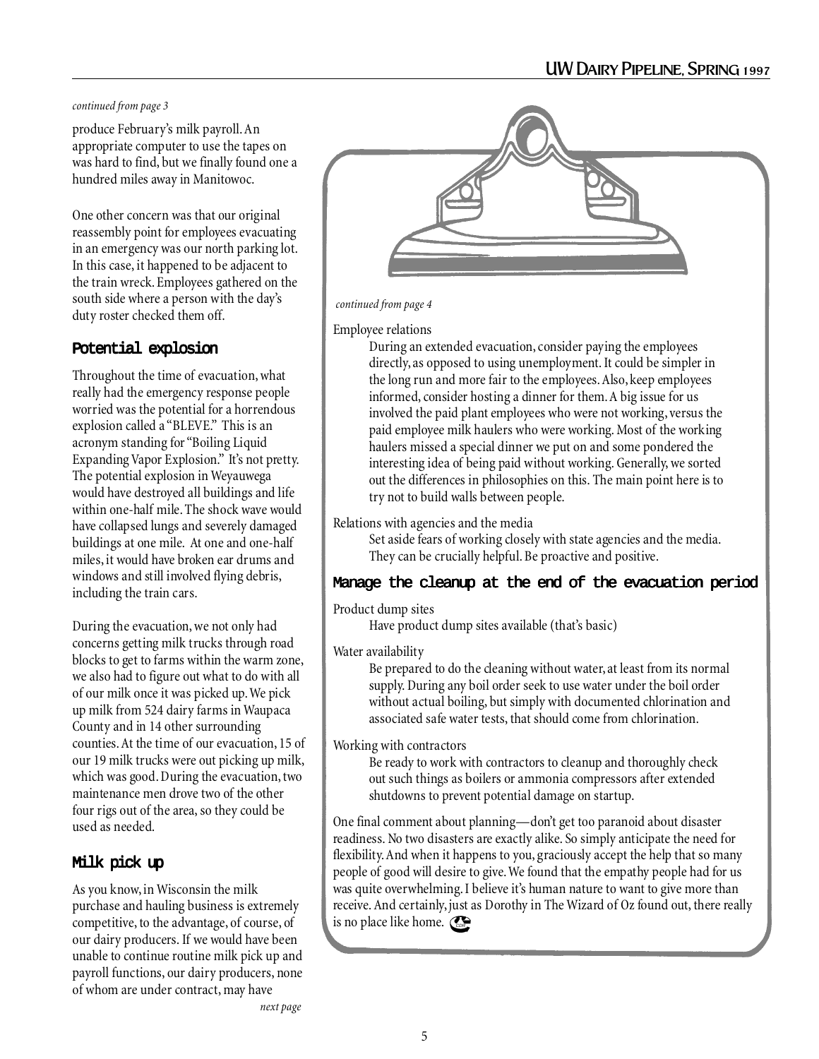*continued from page 3*

produce February's milk payroll. An appropriate computer to use the tapes on was hard to find, but we finally found one a hundred miles away in Manitowoc.

One other concern was that our original reassembly point for employees evacuating in an emergency was our north parking lot. In this case, it happened to be adjacent to the train wreck. Employees gathered on the south side where a person with the day's duty roster checked them off.

## Potential explosion

Throughout the time of evacuation, what really had the emergency response people worried was the potential for a horrendous explosion called a "BLEVE." This is an acronym standing for "Boiling Liquid Expanding Vapor Explosion." It's not pretty. The potential explosion in Weyauwega would have destroyed all buildings and life within one-half mile. The shock wave would have collapsed lungs and severely damaged buildings at one mile. At one and one-half miles, it would have broken ear drums and windows and still involved flying debris, including the train cars.

During the evacuation, we not only had concerns getting milk trucks through road blocks to get to farms within the warm zone, we also had to figure out what to do with all of our milk once it was picked up. We pick up milk from 524 dairy farms in Waupaca County and in 14 other surrounding counties. At the time of our evacuation, 15 of our 19 milk trucks were out picking up milk, which was good. During the evacuation, two maintenance men drove two of the other four rigs out of the area, so they could be used as needed.

## Milk pick up

As you know, in Wisconsin the milk purchase and hauling business is extremely competitive, to the advantage, of course, of our dairy producers. If we would have been unable to continue routine milk pick up and payroll functions, our dairy producers, none of whom are under contract, may have

*next page*

*continued from page 4*

Employee relations

During an extended evacuation, consider paying the employees directly, as opposed to using unemployment. It could be simpler in the long run and more fair to the employees. Also, keep employees informed, consider hosting a dinner for them. A big issue for us involved the paid plant employees who were not working, versus the paid employee milk haulers who were working. Most of the working haulers missed a special dinner we put on and some pondered the interesting idea of being paid without working. Generally, we sorted out the differences in philosophies on this. The main point here is to try not to build walls between people.

Relations with agencies and the media

Set aside fears of working closely with state agencies and the media. They can be crucially helpful. Be proactive and positive.

## Manage the cleanup at the end of the evacuation period

Product dump sites

Have product dump sites available (that's basic)

Water availability

Be prepared to do the cleaning without water, at least from its normal supply. During any boil order seek to use water under the boil order without actual boiling, but simply with documented chlorination and associated safe water tests, that should come from chlorination.

Working with contractors

Be ready to work with contractors to cleanup and thoroughly check out such things as boilers or ammonia compressors after extended shutdowns to prevent potential damage on startup.

One final comment about planning—don't get too paranoid about disaster readiness. No two disasters are exactly alike. So simply anticipate the need for flexibility. And when it happens to you, graciously accept the help that so many people of good will desire to give. We found that the empathy people had for us was quite overwhelming. I believe it's human nature to want to give more than receive. And certainly, just as Dorothy in The Wizard of Oz found out, there really is no place like home.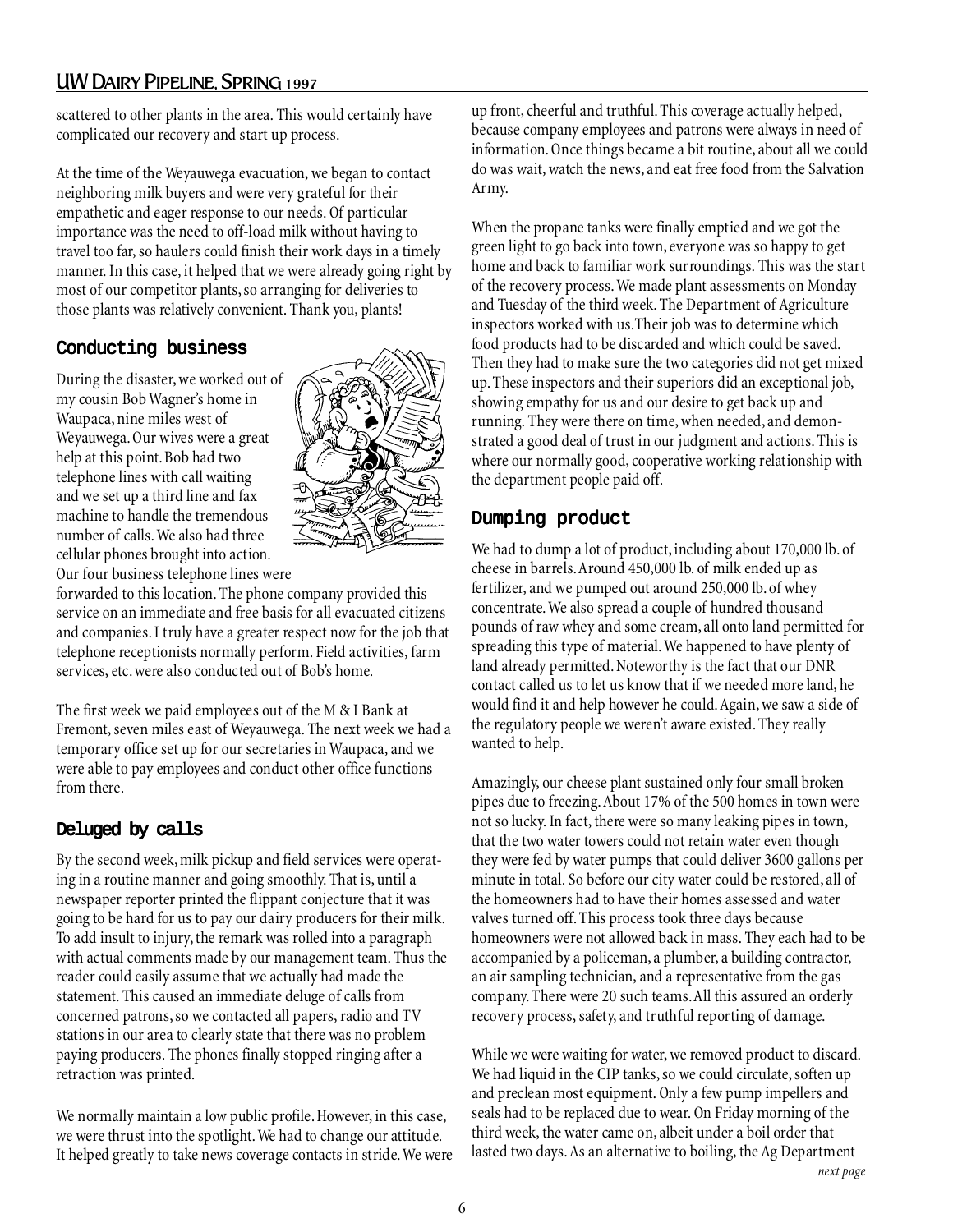scattered to other plants in the area. This would certainly have complicated our recovery and start up process.

At the time of the Weyauwega evacuation, we began to contact neighboring milk buyers and were very grateful for their empathetic and eager response to our needs. Of particular importance was the need to off-load milk without having to travel too far, so haulers could finish their work days in a timely manner. In this case, it helped that we were already going right by most of our competitor plants, so arranging for deliveries to those plants was relatively convenient. Thank you, plants!

## Conducting business

During the disaster, we worked out of my cousin Bob Wagner's home in Waupaca, nine miles west of Weyauwega. Our wives were a great help at this point. Bob had two telephone lines with call waiting and we set up a third line and fax machine to handle the tremendous number of calls. We also had three cellular phones brought into action. Our four business telephone lines were forwarded to this location. The phone company provided this service on an immediate and free basis for all evacuated citizens and companies. I truly have a greater respect now for the job that telephone receptionists normally perform. Field activities, farm services, etc. were also conducted out of Bob's home.

The first week we paid employees out of the M & I Bank at Fremont, seven miles east of Weyauwega. The next week we had a temporary office set up for our secretaries in Waupaca, and we were able to pay employees and conduct other office functions from there.

## Deluged by calls

By the second week, milk pickup and field services were operating in a routine manner and going smoothly. That is, until a newspaper reporter printed the flippant conjecture that it was going to be hard for us to pay our dairy producers for their milk. To add insult to injury, the remark was rolled into a paragraph with actual comments made by our management team. Thus the reader could easily assume that we actually had made the statement. This caused an immediate deluge of calls from concerned patrons, so we contacted all papers, radio and TV stations in our area to clearly state that there was no problem paying producers. The phones finally stopped ringing after a retraction was printed.

We normally maintain a low public profile. However, in this case, we were thrust into the spotlight. We had to change our attitude. It helped greatly to take news coverage contacts in stride. We were up front, cheerful and truthful. This coverage actually helped, because company employees and patrons were always in need of information. Once things became a bit routine, about all we could do was wait, watch the news, and eat free food from the Salvation Army.

When the propane tanks were finally emptied and we got the green light to go back into town, everyone was so happy to get home and back to familiar work surroundings. This was the start of the recovery process. We made plant assessments on Monday and Tuesday of the third week. The Department of Agriculture inspectors worked with us. Their job was to determine which food products had to be discarded and which could be saved. Then they had to make sure the two categories did not get mixed up. These inspectors and their superiors did an exceptional job, showing empathy for us and our desire to get back up and running. They were there on time, when needed, and demonstrated a good deal of trust in our judgment and actions. This is where our normally good, cooperative working relationship with the department people paid off.

## Dumping product

We had to dump a lot of product, including about 170,000 lb. of cheese in barrels. Around 450,000 lb. of milk ended up as fertilizer, and we pumped out around 250,000 lb. of whey concentrate. We also spread a couple of hundred thousand pounds of raw whey and some cream, all onto land permitted for spreading this type of material. We happened to have plenty of land already permitted. Noteworthy is the fact that our DNR contact called us to let us know that if we needed more land, he would find it and help however he could. Again, we saw a side of the regulatory people we weren't aware existed. They really wanted to help.

Amazingly, our cheese plant sustained only four small broken pipes due to freezing. About 17% of the 500 homes in town were not so lucky. In fact, there were so many leaking pipes in town, that the two water towers could not retain water even though they were fed by water pumps that could deliver 3600 gallons per minute in total. So before our city water could be restored, all of the homeowners had to have their homes assessed and water valves turned off. This process took three days because homeowners were not allowed back in mass. They each had to be accompanied by a policeman, a plumber, a building contractor, an air sampling technician, and a representative from the gas company. There were 20 such teams. All this assured an orderly recovery process, safety, and truthful reporting of damage.

While we were waiting for water, we removed product to discard. We had liquid in the CIP tanks, so we could circulate, soften up and preclean most equipment. Only a few pump impellers and seals had to be replaced due to wear. On Friday morning of the third week, the water came on, albeit under a boil order that lasted two days. As an alternative to boiling, the Ag Department

*next page*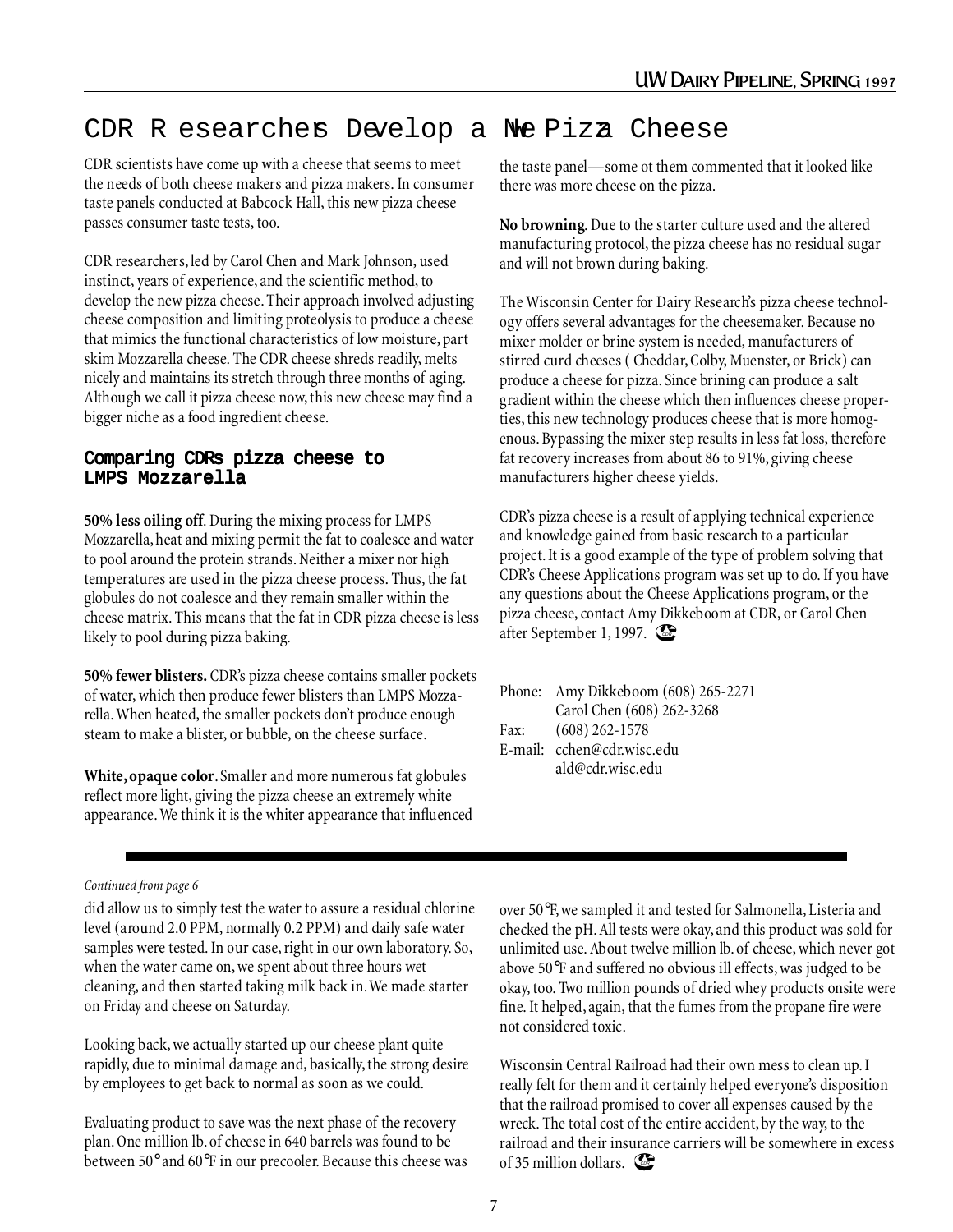# CDR Researchers Develop a New Pizza Cheese

CDR scientists have come up with a cheese that seems to meet the needs of both cheese makers and pizza makers. In consumer taste panels conducted at Babcock Hall, this new pizza cheese passes consumer taste tests, too.

CDR researchers, led by Carol Chen and Mark Johnson, used instinct, years of experience, and the scientific method, to develop the new pizza cheese. Their approach involved adjusting cheese composition and limiting proteolysis to produce a cheese that mimics the functional characteristics of low moisture, part skim Mozzarella cheese. The CDR cheese shreds readily, melts nicely and maintains its stretch through three months of aging. Although we call it pizza cheese now, this new cheese may find a bigger niche as a food ingredient cheese.

## Comparing CDR's pizza cheese to LMPS Mozzarella

**50% less oiling off**. During the mixing process for LMPS Mozzarella, heat and mixing permit the fat to coalesce and water to pool around the protein strands. Neither a mixer nor high temperatures are used in the pizza cheese process. Thus, the fat globules do not coalesce and they remain smaller within the cheese matrix. This means that the fat in CDR pizza cheese is less likely to pool during pizza baking.

**50% fewer blisters.** CDR's pizza cheese contains smaller pockets of water, which then produce fewer blisters than LMPS Mozzarella. When heated, the smaller pockets don't produce enough steam to make a blister, or bubble, on the cheese surface.

**White, opaque color**. Smaller and more numerous fat globules reflect more light, giving the pizza cheese an extremely white appearance. We think it is the whiter appearance that influenced the taste panel—some ot them commented that it looked like there was more cheese on the pizza.

**No browning**. Due to the starter culture used and the altered manufacturing protocol, the pizza cheese has no residual sugar and will not brown during baking.

The Wisconsin Center for Dairy Research's pizza cheese technology offers several advantages for the cheesemaker. Because no mixer molder or brine system is needed, manufacturers of stirred curd cheeses ( Cheddar, Colby, Muenster, or Brick) can produce a cheese for pizza. Since brining can produce a salt gradient within the cheese which then influences cheese properties, this new technology produces cheese that is more homogenous. Bypassing the mixer step results in less fat loss, therefore fat recovery increases from about 86 to 91%, giving cheese manufacturers higher cheese yields.

CDR's pizza cheese is a result of applying technical experience and knowledge gained from basic research to a particular project. It is a good example of the type of problem solving that CDR's Cheese Applications program was set up to do. If you have any questions about the Cheese Applications program, or the pizza cheese, contact Amy Dikkeboom at CDR, or Carol Chen after September 1, 1997.

Phone: Amy Dikkeboom (608) 265-2271
Carol Chen (608) 262-3268
Fax: (608) 262-1578
E-mail: cchen@cdr.wisc.edu
ald@cdr.wisc.edu

---

*Continued from page 6*

did allow us to simply test the water to assure a residual chlorine level (around 2.0 PPM, normally 0.2 PPM) and daily safe water samples were tested. In our case, right in our own laboratory. So, when the water came on, we spent about three hours wet cleaning, and then started taking milk back in. We made starter on Friday and cheese on Saturday.

Looking back, we actually started up our cheese plant quite rapidly, due to minimal damage and, basically, the strong desire by employees to get back to normal as soon as we could.

Evaluating product to save was the next phase of the recovery plan. One million lb. of cheese in 640 barrels was found to be between 50° and 60°F in our precooler. Because this cheese was over 50°F, we sampled it and tested for Salmonella, Listeria and checked the pH. All tests were okay, and this product was sold for unlimited use. About twelve million lb. of cheese, which never got above 50°F and suffered no obvious ill effects, was judged to be okay, too. Two million pounds of dried whey products onsite were fine. It helped, again, that the fumes from the propane fire were not considered toxic.

Wisconsin Central Railroad had their own mess to clean up. I really felt for them and it certainly helped everyone's disposition that the railroad promised to cover all expenses caused by the wreck. The total cost of the entire accident, by the way, to the railroad and their insurance carriers will be somewhere in excess of 35 million dollars.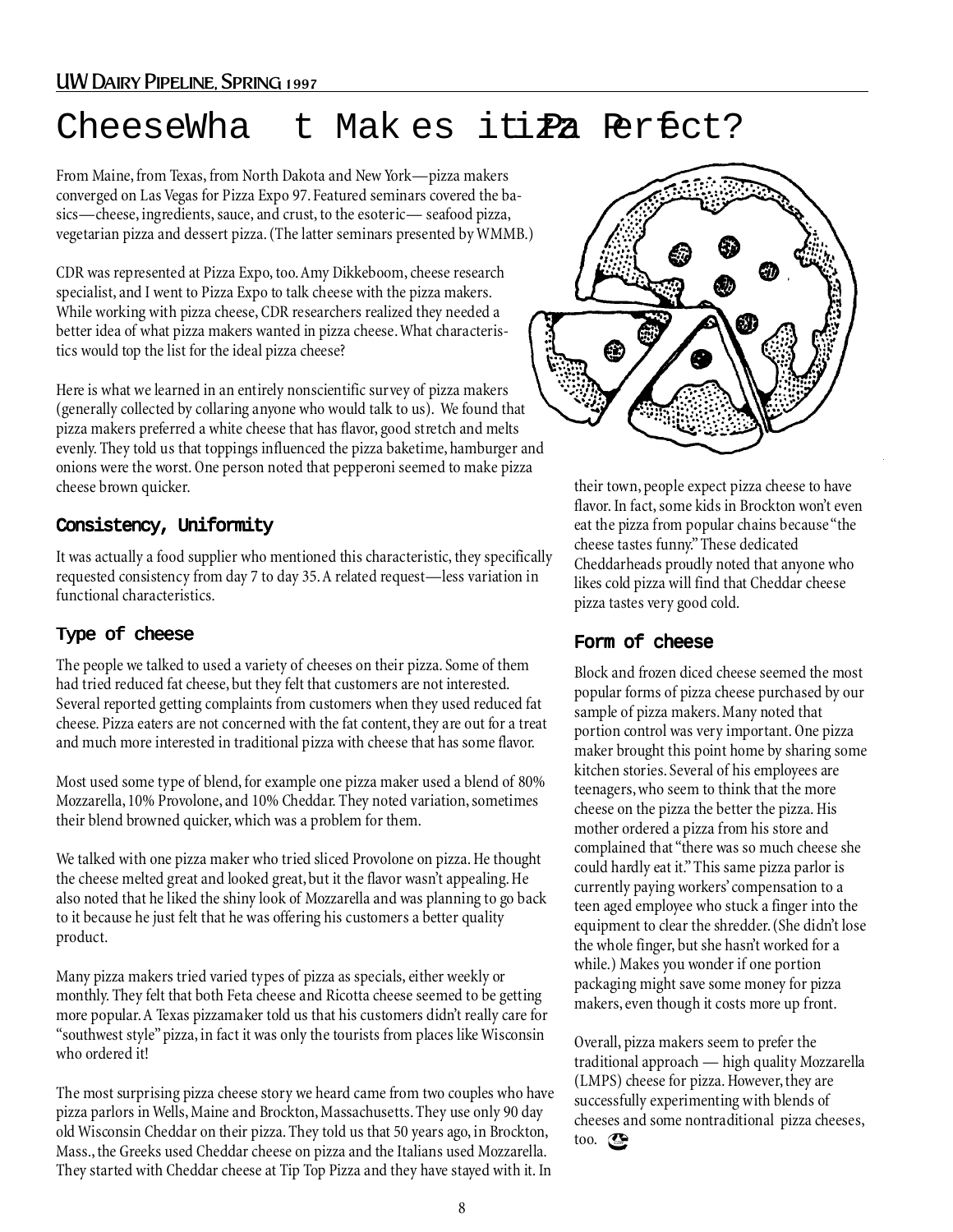# Cheese — What Makes it Pizza Perfect?

From Maine, from Texas, from North Dakota and New York—pizza makers converged on Las Vegas for Pizza Expo 97. Featured seminars covered the basics—cheese, ingredients, sauce, and crust, to the esoteric— seafood pizza, vegetarian pizza and dessert pizza. (The latter seminars presented by WMMB.)

CDR was represented at Pizza Expo, too. Amy Dikkeboom, cheese research specialist, and I went to Pizza Expo to talk cheese with the pizza makers. While working with pizza cheese, CDR researchers realized they needed a better idea of what pizza makers wanted in pizza cheese. What characteristics would top the list for the ideal pizza cheese?

Here is what we learned in an entirely nonscientific survey of pizza makers (generally collected by collaring anyone who would talk to us). We found that pizza makers preferred a white cheese that has flavor, good stretch and melts evenly. They told us that toppings influenced the pizza baketime, hamburger and onions were the worst. One person noted that pepperoni seemed to make pizza cheese brown quicker.

## Consistency, Uniformity

It was actually a food supplier who mentioned this characteristic, they specifically requested consistency from day 7 to day 35. A related request—less variation in functional characteristics.

## Type of cheese

The people we talked to used a variety of cheeses on their pizza. Some of them had tried reduced fat cheese, but they felt that customers are not interested. Several reported getting complaints from customers when they used reduced fat cheese. Pizza eaters are not concerned with the fat content, they are out for a treat and much more interested in traditional pizza with cheese that has some flavor.

Most used some type of blend, for example one pizza maker used a blend of 80% Mozzarella, 10% Provolone, and 10% Cheddar. They noted variation, sometimes their blend browned quicker, which was a problem for them.

We talked with one pizza maker who tried sliced Provolone on pizza. He thought the cheese melted great and looked great, but it the flavor wasn't appealing. He also noted that he liked the shiny look of Mozzarella and was planning to go back to it because he just felt that he was offering his customers a better quality product.

Many pizza makers tried varied types of pizza as specials, either weekly or monthly. They felt that both Feta cheese and Ricotta cheese seemed to be getting more popular. A Texas pizzamaker told us that his customers didn't really care for "southwest style" pizza, in fact it was only the tourists from places like Wisconsin who ordered it!

The most surprising pizza cheese story we heard came from two couples who have pizza parlors in Wells, Maine and Brockton, Massachusetts. They use only 90 day old Wisconsin Cheddar on their pizza. They told us that 50 years ago, in Brockton, Mass., the Greeks used Cheddar cheese on pizza and the Italians used Mozzarella. They started with Cheddar cheese at Tip Top Pizza and they have stayed with it. In their town, people expect pizza cheese to have flavor. In fact, some kids in Brockton won't even eat the pizza from popular chains because "the cheese tastes funny." These dedicated Cheddarheads proudly noted that anyone who likes cold pizza will find that Cheddar cheese pizza tastes very good cold.

## Form of cheese

Block and frozen diced cheese seemed the most popular forms of pizza cheese purchased by our sample of pizza makers. Many noted that portion control was very important. One pizza maker brought this point home by sharing some kitchen stories. Several of his employees are teenagers, who seem to think that the more cheese on the pizza the better the pizza. His mother ordered a pizza from his store and complained that "there was so much cheese she could hardly eat it." This same pizza parlor is currently paying workers' compensation to a teen aged employee who stuck a finger into the equipment to clear the shredder. (She didn't lose the whole finger, but she hasn't worked for a while.) Makes you wonder if one portion packaging might save some money for pizza makers, even though it costs more up front.

Overall, pizza makers seem to prefer the traditional approach — high quality Mozzarella (LMPS) cheese for pizza. However, they are successfully experimenting with blends of cheeses and some nontraditional pizza cheeses, too.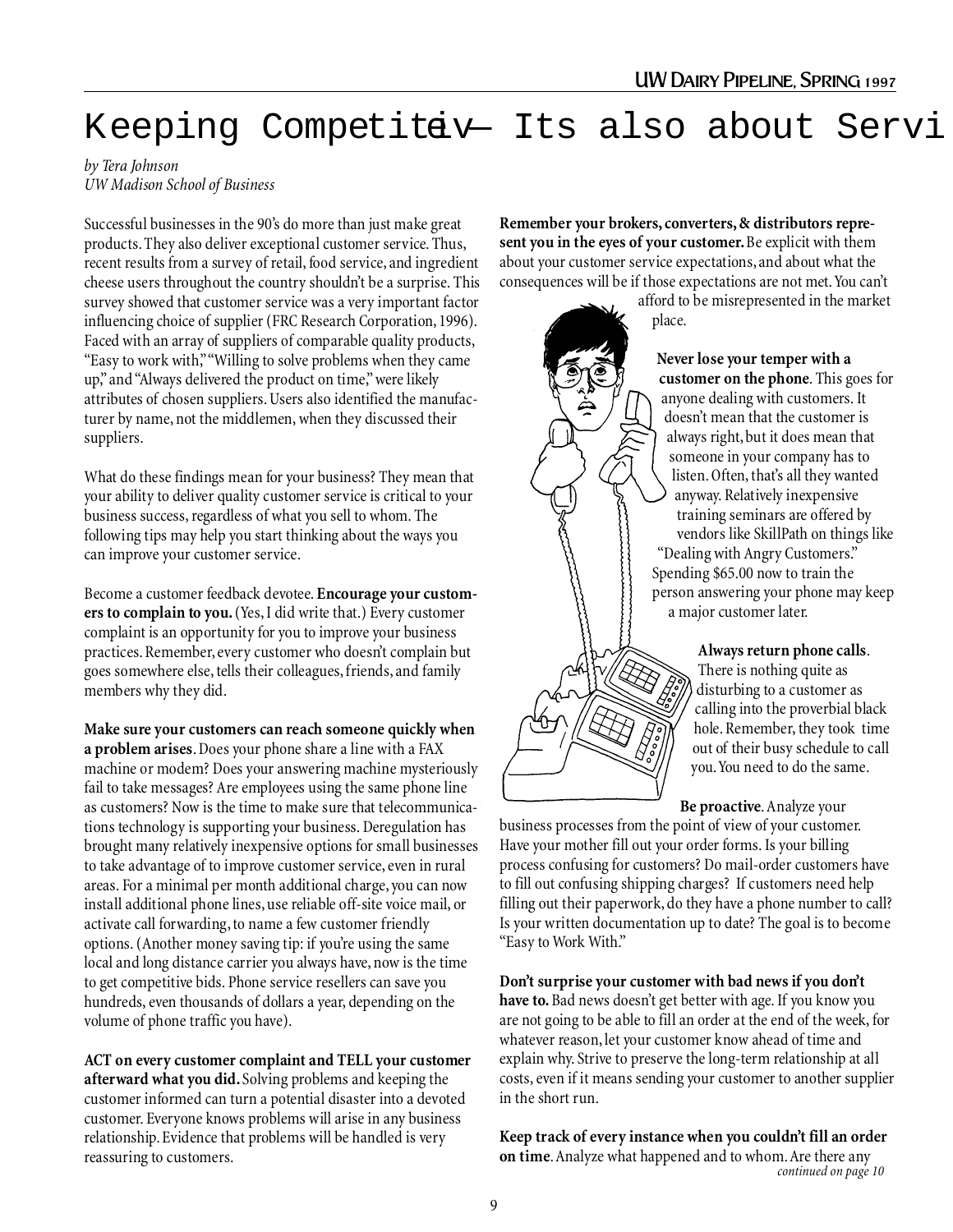# Keeping Competitive — Its also about Servi

*by Tera Johnson*
*UW Madison School of Business*

Successful businesses in the 90's do more than just make great products. They also deliver exceptional customer service. Thus, recent results from a survey of retail, food service, and ingredient cheese users throughout the country shouldn't be a surprise. This survey showed that customer service was a very important factor influencing choice of supplier (FRC Research Corporation, 1996). Faced with an array of suppliers of comparable quality products, "Easy to work with," "Willing to solve problems when they came up," and "Always delivered the product on time," were likely attributes of chosen suppliers. Users also identified the manufacturer by name, not the middlemen, when they discussed their suppliers.

What do these findings mean for your business? They mean that your ability to deliver quality customer service is critical to your business success, regardless of what you sell to whom. The following tips may help you start thinking about the ways you can improve your customer service.

Become a customer feedback devotee. **Encourage your customers to complain to you.** (Yes, I did write that.) Every customer complaint is an opportunity for you to improve your business practices. Remember, every customer who doesn't complain but goes somewhere else, tells their colleagues, friends, and family members why they did.

**Make sure your customers can reach someone quickly when a problem arises**. Does your phone share a line with a FAX machine or modem? Does your answering machine mysteriously fail to take messages? Are employees using the same phone line as customers? Now is the time to make sure that telecommunications technology is supporting your business. Deregulation has brought many relatively inexpensive options for small businesses to take advantage of to improve customer service, even in rural areas. For a minimal per month additional charge, you can now install additional phone lines, use reliable off-site voice mail, or activate call forwarding, to name a few customer friendly options. (Another money saving tip: if you're using the same local and long distance carrier you always have, now is the time to get competitive bids. Phone service resellers can save you hundreds, even thousands of dollars a year, depending on the volume of phone traffic you have).

**ACT on every customer complaint and TELL your customer afterward what you did.** Solving problems and keeping the customer informed can turn a potential disaster into a devoted customer. Everyone knows problems will arise in any business relationship. Evidence that problems will be handled is very reassuring to customers.

**Remember your brokers, converters, & distributors represent you in the eyes of your customer.** Be explicit with them about your customer service expectations, and about what the consequences will be if those expectations are not met. You can't afford to be misrepresented in the market place.

**Never lose your temper with a customer on the phone**. This goes for anyone dealing with customers. It doesn't mean that the customer is always right, but it does mean that someone in your company has to listen. Often, that's all they wanted anyway. Relatively inexpensive training seminars are offered by vendors like SkillPath on things like "Dealing with Angry Customers." Spending $65.00 now to train the person answering your phone may keep a major customer later.

**Always return phone calls**. There is nothing quite as disturbing to a customer as calling into the proverbial black hole. Remember, they took time out of their busy schedule to call you. You need to do the same.

**Be proactive**. Analyze your business processes from the point of view of your customer. Have your mother fill out your order forms. Is your billing process confusing for customers? Do mail-order customers have to fill out confusing shipping charges? If customers need help filling out their paperwork, do they have a phone number to call? Is your written documentation up to date? The goal is to become "Easy to Work With."

**Don't surprise your customer with bad news if you don't have to.** Bad news doesn't get better with age. If you know you are not going to be able to fill an order at the end of the week, for whatever reason, let your customer know ahead of time and explain why. Strive to preserve the long-term relationship at all costs, even if it means sending your customer to another supplier in the short run.

**Keep track of every instance when you couldn't fill an order on time**. Analyze what happened and to whom. Are there any

*continued on page 10*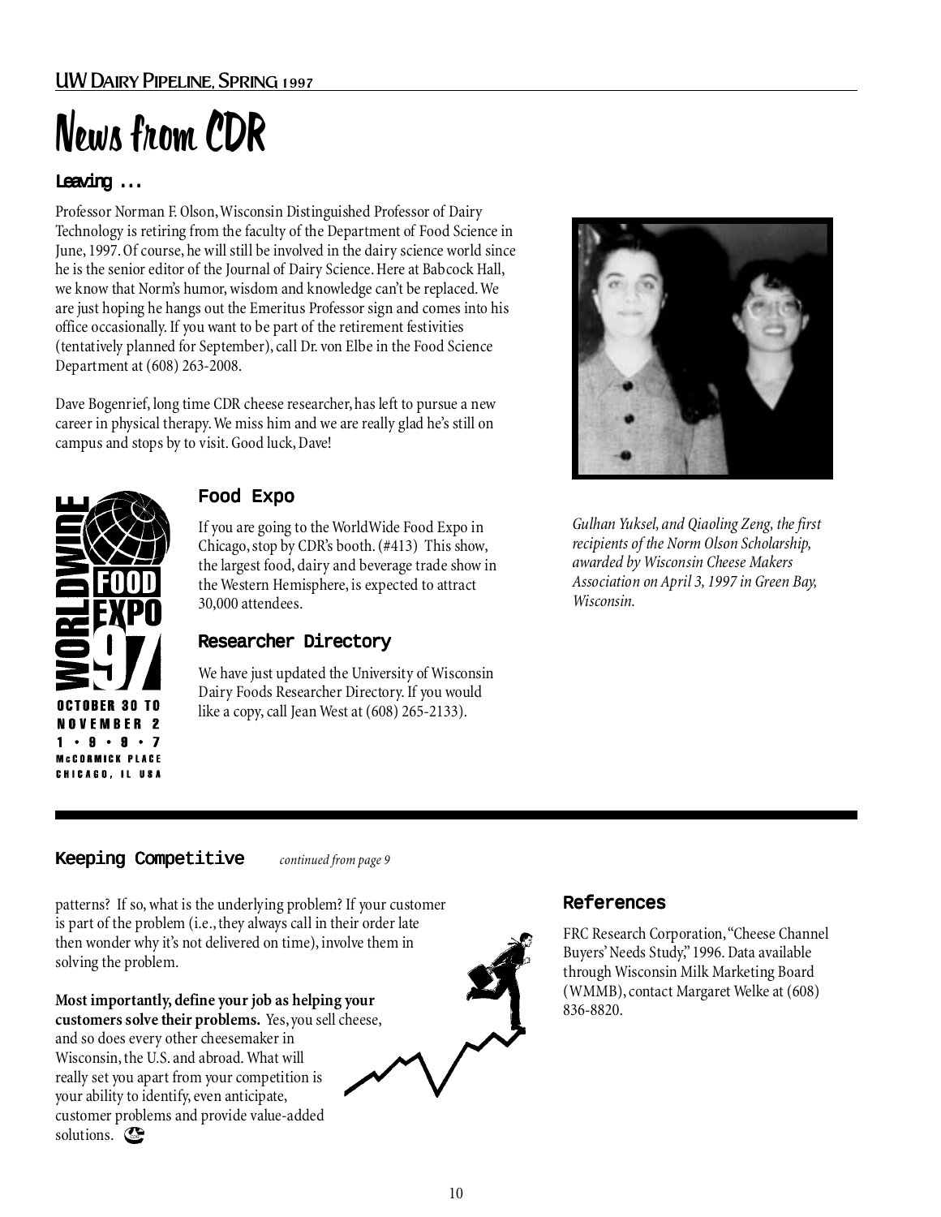# News from CDR

### Leaving ...

Professor Norman F. Olson, Wisconsin Distinguished Professor of Dairy Technology is retiring from the faculty of the Department of Food Science in June, 1997. Of course, he will still be involved in the dairy science world since he is the senior editor of the Journal of Dairy Science. Here at Babcock Hall, we know that Norm's humor, wisdom and knowledge can't be replaced. We are just hoping he hangs out the Emeritus Professor sign and comes into his office occasionally. If you want to be part of the retirement festivities (tentatively planned for September), call Dr. von Elbe in the Food Science Department at (608) 263-2008.

Dave Bogenrief, long time CDR cheese researcher, has left to pursue a new career in physical therapy. We miss him and we are really glad he's still on campus and stops by to visit. Good luck, Dave!

*Gulhan Yuksel, and Qiaoling Zeng, the first recipients of the Norm Olson Scholarship, awarded by Wisconsin Cheese Makers Association on April 3, 1997 in Green Bay, Wisconsin.*

WORLDWIDE FOOD EXPO 97
OCTOBER 30 TO NOVEMBER 2
1 • 9 • 9 • 7
McCORMICK PLACE
CHICAGO, IL USA

### Food Expo

If you are going to the WorldWide Food Expo in Chicago, stop by CDR's booth. (#413) This show, the largest food, dairy and beverage trade show in the Western Hemisphere, is expected to attract 30,000 attendees.

### Researcher Directory

We have just updated the University of Wisconsin Dairy Foods Researcher Directory. If you would like a copy, call Jean West at (608) 265-2133).

---

### Keeping Competitive *continued from page 9*

patterns? If so, what is the underlying problem? If your customer is part of the problem (i.e., they always call in their order late then wonder why it's not delivered on time), involve them in solving the problem.

**Most importantly, define your job as helping your customers solve their problems.** Yes, you sell cheese, and so does every other cheesemaker in Wisconsin, the U.S. and abroad. What will really set you apart from your competition is your ability to identify, even anticipate, customer problems and provide value-added solutions.

### References

FRC Research Corporation, "Cheese Channel Buyers' Needs Study," 1996. Data available through Wisconsin Milk Marketing Board (WMMB), contact Margaret Welke at (608) 836-8820.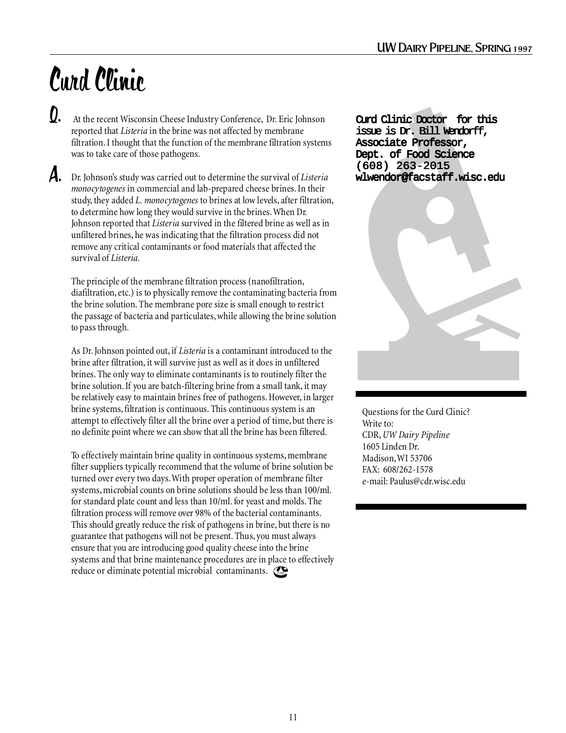# Curd Clinic

**Q.** At the recent Wisconsin Cheese Industry Conference, Dr. Eric Johnson reported that *Listeria* in the brine was not affected by membrane filtration. I thought that the function of the membrane filtration systems was to take care of those pathogens.

**A.** Dr. Johnson's study was carried out to determine the survival of *Listeria monocytogenes* in commercial and lab-prepared cheese brines. In their study, they added *L. monocytogenes* to brines at low levels, after filtration, to determine how long they would survive in the brines. When Dr. Johnson reported that *Listeria* survived in the filtered brine as well as in unfiltered brines, he was indicating that the filtration process did not remove any critical contaminants or food materials that affected the survival of *Listeria*.

The principle of the membrane filtration process (nanofiltration, diafiltration, etc.) is to physically remove the contaminating bacteria from the brine solution. The membrane pore size is small enough to restrict the passage of bacteria and particulates, while allowing the brine solution to pass through.

As Dr. Johnson pointed out, if *Listeria* is a contaminant introduced to the brine after filtration, it will survive just as well as it does in unfiltered brines. The only way to eliminate contaminants is to routinely filter the brine solution. If you are batch-filtering brine from a small tank, it may be relatively easy to maintain brines free of pathogens. However, in larger brine systems, filtration is continuous. This continuous system is an attempt to effectively filter all the brine over a period of time, but there is no definite point where we can show that all the brine has been filtered.

To effectively maintain brine quality in continuous systems, membrane filter suppliers typically recommend that the volume of brine solution be turned over every two days. With proper operation of membrane filter systems, microbial counts on brine solutions should be less than 100/ml. for standard plate count and less than 10/ml. for yeast and molds. The filtration process will remove over 98% of the bacterial contaminants. This should greatly reduce the risk of pathogens in brine, but there is no guarantee that pathogens will not be present. Thus, you must always ensure that you are introducing good quality cheese into the brine systems and that brine maintenance procedures are in place to effectively reduce or eliminate potential microbial contaminants.

**Curd Clinic Doctor for this issue is Dr. Bill Wendorff, Associate Professor, Dept. of Food Science (608) 263-2015 wlwendor@facstaff.wisc.edu**

Questions for the Curd Clinic?
Write to:
CDR, *UW Dairy Pipeline*
1605 Linden Dr.
Madison, WI 53706
FAX: 608/262-1578
e-mail: Paulus@cdr.wisc.edu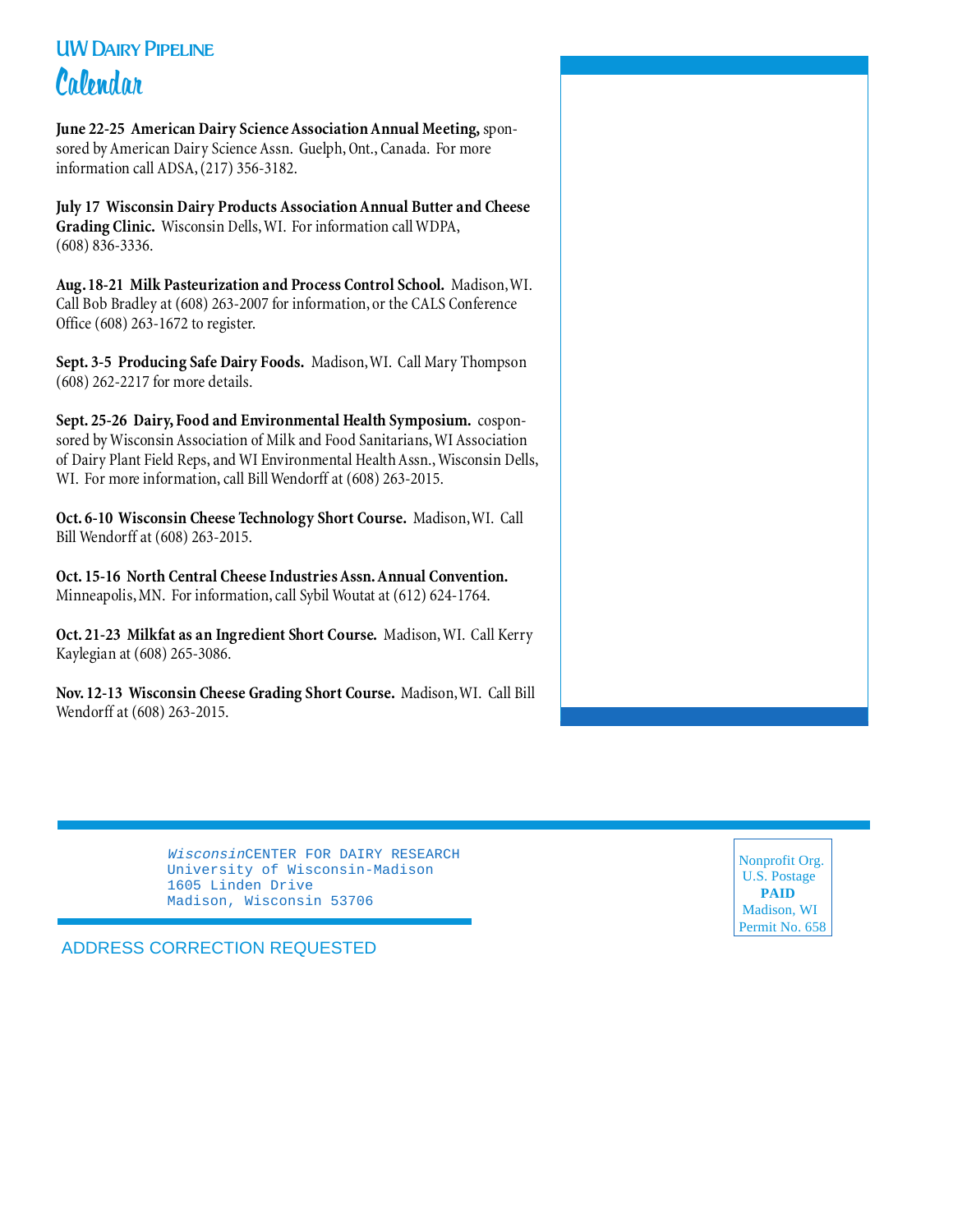## UW Dairy Pipeline

# Calendar

**June 22-25 American Dairy Science Association Annual Meeting,** sponsored by American Dairy Science Assn. Guelph, Ont., Canada. For more information call ADSA, (217) 356-3182.

**July 17 Wisconsin Dairy Products Association Annual Butter and Cheese Grading Clinic.** Wisconsin Dells, WI. For information call WDPA, (608) 836-3336.

**Aug. 18-21 Milk Pasteurization and Process Control School.** Madison, WI. Call Bob Bradley at (608) 263-2007 for information, or the CALS Conference Office (608) 263-1672 to register.

**Sept. 3-5 Producing Safe Dairy Foods.** Madison, WI. Call Mary Thompson (608) 262-2217 for more details.

**Sept. 25-26 Dairy, Food and Environmental Health Symposium.** cosponsored by Wisconsin Association of Milk and Food Sanitarians, WI Association of Dairy Plant Field Reps, and WI Environmental Health Assn., Wisconsin Dells, WI. For more information, call Bill Wendorff at (608) 263-2015.

**Oct. 6-10 Wisconsin Cheese Technology Short Course.** Madison, WI. Call Bill Wendorff at (608) 263-2015.

**Oct. 15-16 North Central Cheese Industries Assn. Annual Convention.** Minneapolis, MN. For information, call Sybil Woutat at (612) 624-1764.

**Oct. 21-23 Milkfat as an Ingredient Short Course.** Madison, WI. Call Kerry Kaylegian at (608) 265-3086.

**Nov. 12-13 Wisconsin Cheese Grading Short Course.** Madison, WI. Call Bill Wendorff at (608) 263-2015.

*Wisconsin* CENTER FOR DAIRY RESEARCH
University of Wisconsin-Madison
1605 Linden Drive
Madison, Wisconsin 53706

ADDRESS CORRECTION REQUESTED

Nonprofit Org.
U.S. Postage
**PAID**
Madison, WI
Permit No. 658